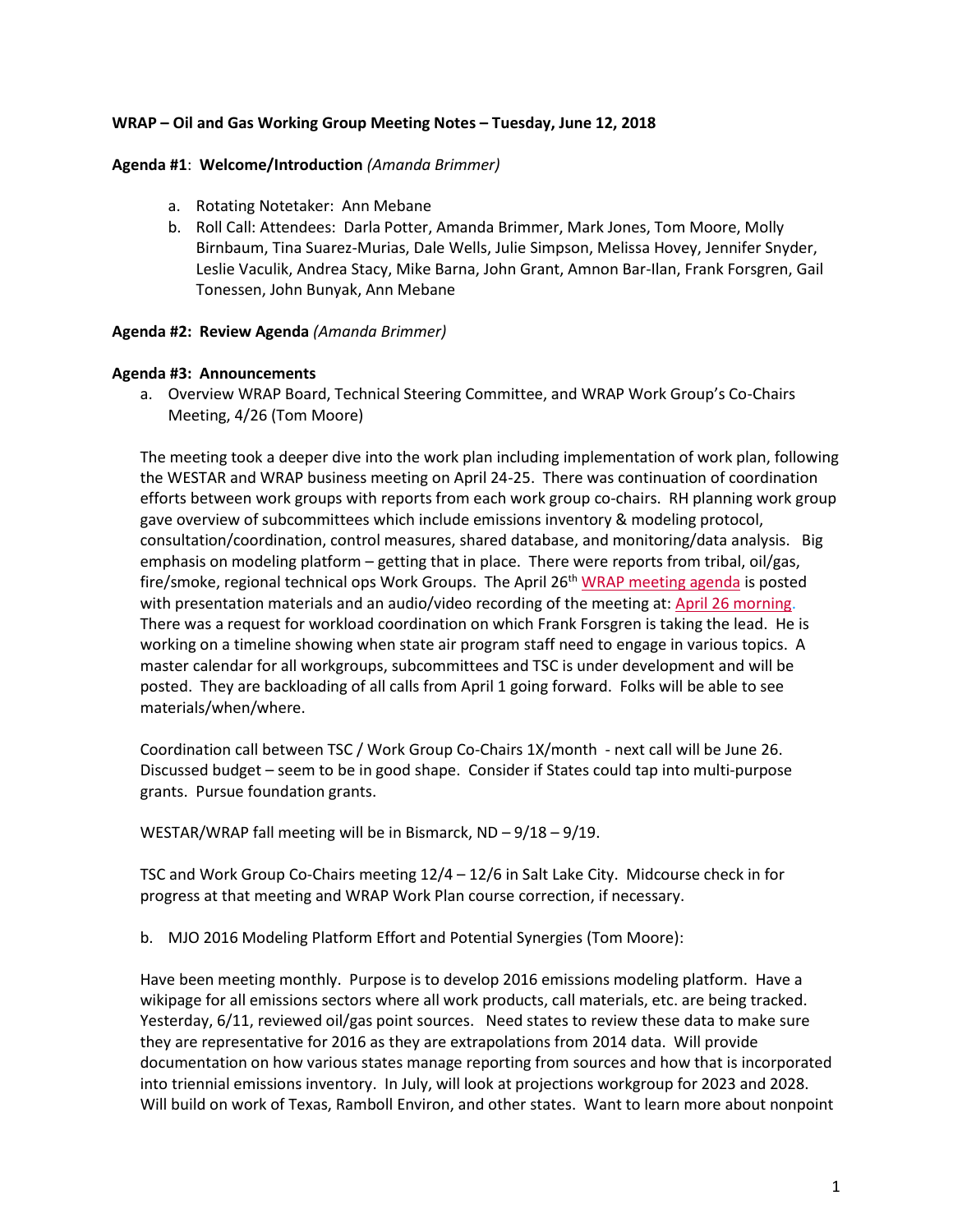**WRAP – Oil and Gas Working Group Meeting Notes – Tuesday, June 12, 2018**

**Agenda #1**: **Welcome/Introduction** *(Amanda Brimmer)*

a. Rotating Notetaker: Ann Mebane
b. Roll Call: Attendees: Darla Potter, Amanda Brimmer, Mark Jones, Tom Moore, Molly Birnbaum, Tina Suarez-Murias, Dale Wells, Julie Simpson, Melissa Hovey, Jennifer Snyder, Leslie Vaculik, Andrea Stacy, Mike Barna, John Grant, Amnon Bar-Ilan, Frank Forsgren, Gail Tonessen, John Bunyak, Ann Mebane

**Agenda #2: Review Agenda** *(Amanda Brimmer)*

**Agenda #3: Announcements**

a. Overview WRAP Board, Technical Steering Committee, and WRAP Work Group's Co-Chairs Meeting, 4/26 (Tom Moore)

The meeting took a deeper dive into the work plan including implementation of work plan, following the WESTAR and WRAP business meeting on April 24-25. There was continuation of coordination efforts between work groups with reports from each work group co-chairs. RH planning work group gave overview of subcommittees which include emissions inventory & modeling protocol, consultation/coordination, control measures, shared database, and monitoring/data analysis. Big emphasis on modeling platform – getting that in place. There were reports from tribal, oil/gas, fire/smoke, regional technical ops Work Groups. The April 26th WRAP meeting agenda is posted with presentation materials and an audio/video recording of the meeting at: April 26 morning. There was a request for workload coordination on which Frank Forsgren is taking the lead. He is working on a timeline showing when state air program staff need to engage in various topics. A master calendar for all workgroups, subcommittees and TSC is under development and will be posted. They are backloading of all calls from April 1 going forward. Folks will be able to see materials/when/where.

Coordination call between TSC / Work Group Co-Chairs 1X/month - next call will be June 26. Discussed budget – seem to be in good shape. Consider if States could tap into multi-purpose grants. Pursue foundation grants.

WESTAR/WRAP fall meeting will be in Bismarck, ND – 9/18 – 9/19.

TSC and Work Group Co-Chairs meeting 12/4 – 12/6 in Salt Lake City. Midcourse check in for progress at that meeting and WRAP Work Plan course correction, if necessary.

b. MJO 2016 Modeling Platform Effort and Potential Synergies (Tom Moore):

Have been meeting monthly. Purpose is to develop 2016 emissions modeling platform. Have a wikipage for all emissions sectors where all work products, call materials, etc. are being tracked. Yesterday, 6/11, reviewed oil/gas point sources. Need states to review these data to make sure they are representative for 2016 as they are extrapolations from 2014 data. Will provide documentation on how various states manage reporting from sources and how that is incorporated into triennial emissions inventory. In July, will look at projections workgroup for 2023 and 2028. Will build on work of Texas, Ramboll Environ, and other states. Want to learn more about nonpoint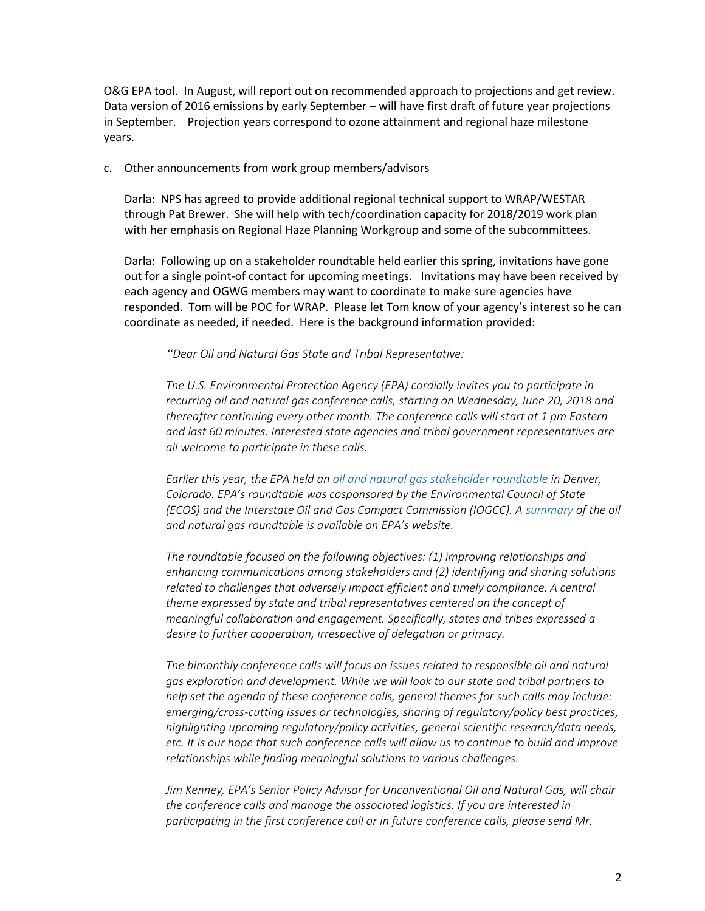O&G EPA tool. In August, will report out on recommended approach to projections and get review. Data version of 2016 emissions by early September – will have first draft of future year projections in September. Projection years correspond to ozone attainment and regional haze milestone years.

c. Other announcements from work group members/advisors

Darla: NPS has agreed to provide additional regional technical support to WRAP/WESTAR through Pat Brewer. She will help with tech/coordination capacity for 2018/2019 work plan with her emphasis on Regional Haze Planning Workgroup and some of the subcommittees.

Darla: Following up on a stakeholder roundtable held earlier this spring, invitations have gone out for a single point-of-contact for upcoming meetings. Invitations may have been received by each agency and OGWG members may want to coordinate to make sure agencies have responded. Tom will be POC for WRAP. Please let Tom know of your agency's interest so he can coordinate as needed, if needed. Here is the background information provided:

> *"Dear Oil and Natural Gas State and Tribal Representative:*
>
> *The U.S. Environmental Protection Agency (EPA) cordially invites you to participate in recurring oil and natural gas conference calls, starting on Wednesday, June 20, 2018 and thereafter continuing every other month. The conference calls will start at 1 pm Eastern and last 60 minutes. Interested state agencies and tribal government representatives are all welcome to participate in these calls.*
>
> *Earlier this year, the EPA held an oil and natural gas stakeholder roundtable in Denver, Colorado. EPA's roundtable was cosponsored by the Environmental Council of State (ECOS) and the Interstate Oil and Gas Compact Commission (IOGCC). A summary of the oil and natural gas roundtable is available on EPA's website.*
>
> *The roundtable focused on the following objectives: (1) improving relationships and enhancing communications among stakeholders and (2) identifying and sharing solutions related to challenges that adversely impact efficient and timely compliance. A central theme expressed by state and tribal representatives centered on the concept of meaningful collaboration and engagement. Specifically, states and tribes expressed a desire to further cooperation, irrespective of delegation or primacy.*
>
> *The bimonthly conference calls will focus on issues related to responsible oil and natural gas exploration and development. While we will look to our state and tribal partners to help set the agenda of these conference calls, general themes for such calls may include: emerging/cross-cutting issues or technologies, sharing of regulatory/policy best practices, highlighting upcoming regulatory/policy activities, general scientific research/data needs, etc. It is our hope that such conference calls will allow us to continue to build and improve relationships while finding meaningful solutions to various challenges.*
>
> *Jim Kenney, EPA's Senior Policy Advisor for Unconventional Oil and Natural Gas, will chair the conference calls and manage the associated logistics. If you are interested in participating in the first conference call or in future conference calls, please send Mr.*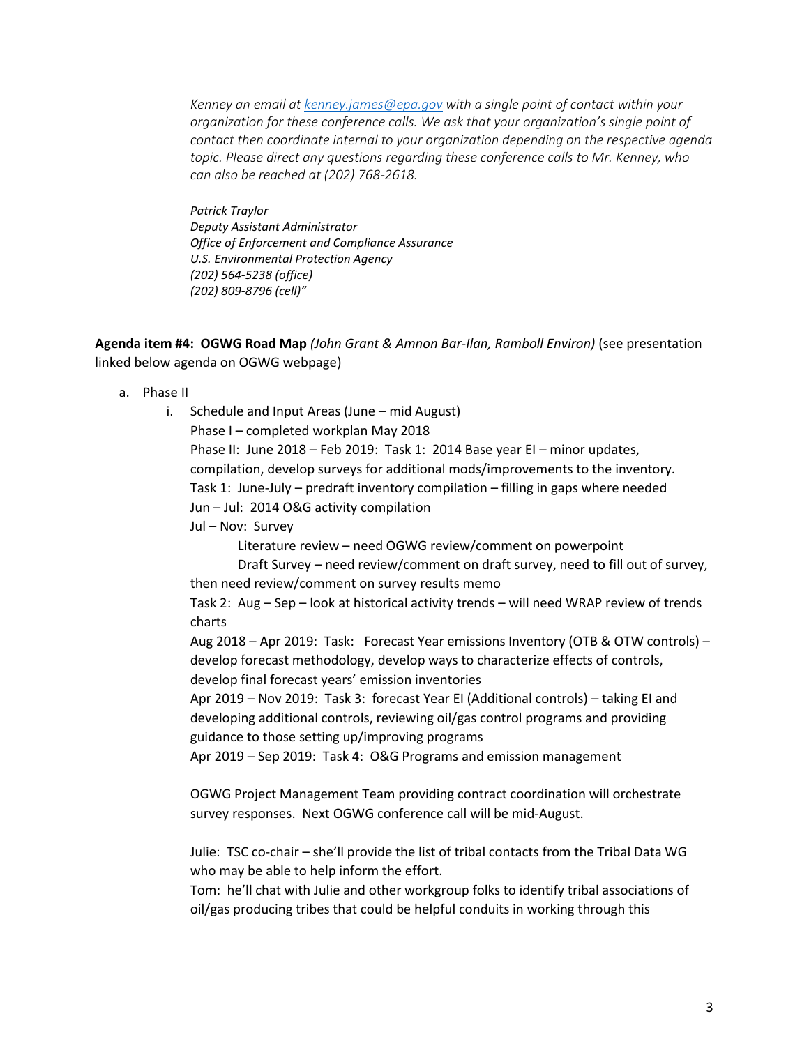*Kenney an email at [kenney.james@epa.gov](mailto:kenney.james@epa.gov) with a single point of contact within your organization for these conference calls. We ask that your organization's single point of contact then coordinate internal to your organization depending on the respective agenda topic. Please direct any questions regarding these conference calls to Mr. Kenney, who can also be reached at (202) 768-2618.*

*Patrick Traylor*
*Deputy Assistant Administrator*
*Office of Enforcement and Compliance Assurance*
*U.S. Environmental Protection Agency*
*(202) 564-5238 (office)*
*(202) 809-8796 (cell)"*

**Agenda item #4: OGWG Road Map** *(John Grant & Amnon Bar-Ilan, Ramboll Environ)* (see presentation linked below agenda on OGWG webpage)

a. Phase II
   i. Schedule and Input Areas (June – mid August)
      Phase I – completed workplan May 2018
      Phase II: June 2018 – Feb 2019: Task 1: 2014 Base year EI – minor updates, compilation, develop surveys for additional mods/improvements to the inventory.
      Task 1: June-July – predraft inventory compilation – filling in gaps where needed
      Jun – Jul: 2014 O&G activity compilation
      Jul – Nov: Survey
         Literature review – need OGWG review/comment on powerpoint
         Draft Survey – need review/comment on draft survey, need to fill out of survey, then need review/comment on survey results memo
      Task 2: Aug – Sep – look at historical activity trends – will need WRAP review of trends charts
      Aug 2018 – Apr 2019: Task: Forecast Year emissions Inventory (OTB & OTW controls) – develop forecast methodology, develop ways to characterize effects of controls, develop final forecast years' emission inventories
      Apr 2019 – Nov 2019: Task 3: forecast Year EI (Additional controls) – taking EI and developing additional controls, reviewing oil/gas control programs and providing guidance to those setting up/improving programs
      Apr 2019 – Sep 2019: Task 4: O&G Programs and emission management

      OGWG Project Management Team providing contract coordination will orchestrate survey responses. Next OGWG conference call will be mid-August.

      Julie: TSC co-chair – she'll provide the list of tribal contacts from the Tribal Data WG who may be able to help inform the effort.
      Tom: he'll chat with Julie and other workgroup folks to identify tribal associations of oil/gas producing tribes that could be helpful conduits in working through this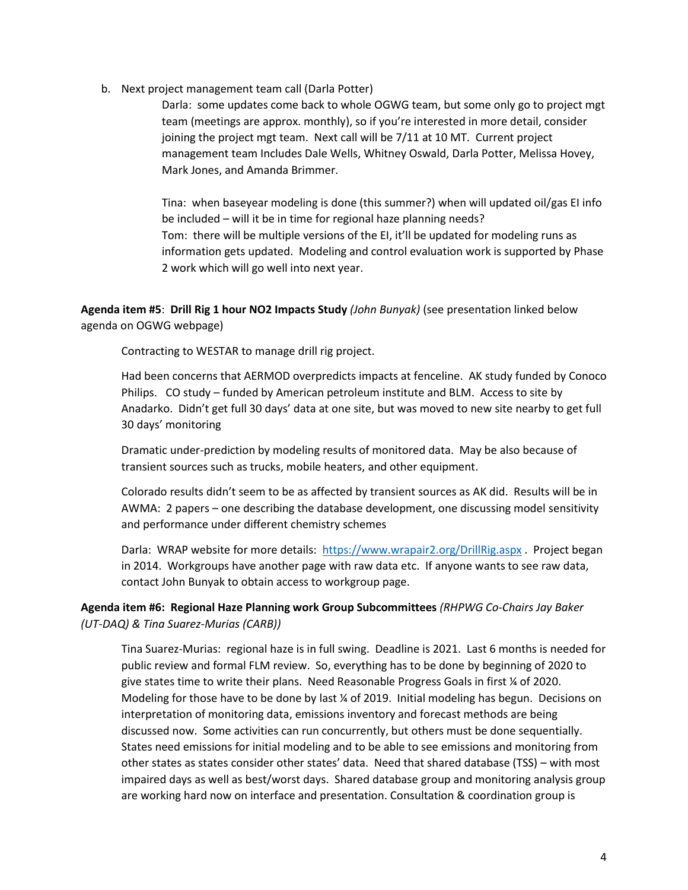b. Next project management team call (Darla Potter)

Darla: some updates come back to whole OGWG team, but some only go to project mgt team (meetings are approx. monthly), so if you're interested in more detail, consider joining the project mgt team. Next call will be 7/11 at 10 MT. Current project management team Includes Dale Wells, Whitney Oswald, Darla Potter, Melissa Hovey, Mark Jones, and Amanda Brimmer.

Tina: when baseyear modeling is done (this summer?) when will updated oil/gas EI info be included – will it be in time for regional haze planning needs?
Tom: there will be multiple versions of the EI, it'll be updated for modeling runs as information gets updated. Modeling and control evaluation work is supported by Phase 2 work which will go well into next year.

**Agenda item #5**: **Drill Rig 1 hour NO2 Impacts Study** *(John Bunyak)* (see presentation linked below agenda on OGWG webpage)

Contracting to WESTAR to manage drill rig project.

Had been concerns that AERMOD overpredicts impacts at fenceline. AK study funded by Conoco Philips. CO study – funded by American petroleum institute and BLM. Access to site by Anadarko. Didn't get full 30 days' data at one site, but was moved to new site nearby to get full 30 days' monitoring

Dramatic under-prediction by modeling results of monitored data. May be also because of transient sources such as trucks, mobile heaters, and other equipment.

Colorado results didn't seem to be as affected by transient sources as AK did. Results will be in AWMA: 2 papers – one describing the database development, one discussing model sensitivity and performance under different chemistry schemes

Darla: WRAP website for more details: https://www.wrapair2.org/DrillRig.aspx . Project began in 2014. Workgroups have another page with raw data etc. If anyone wants to see raw data, contact John Bunyak to obtain access to workgroup page.

**Agenda item #6: Regional Haze Planning work Group Subcommittees** *(RHPWG Co-Chairs Jay Baker (UT-DAQ) & Tina Suarez-Murias (CARB))*

Tina Suarez-Murias: regional haze is in full swing. Deadline is 2021. Last 6 months is needed for public review and formal FLM review. So, everything has to be done by beginning of 2020 to give states time to write their plans. Need Reasonable Progress Goals in first ¼ of 2020. Modeling for those have to be done by last ¼ of 2019. Initial modeling has begun. Decisions on interpretation of monitoring data, emissions inventory and forecast methods are being discussed now. Some activities can run concurrently, but others must be done sequentially. States need emissions for initial modeling and to be able to see emissions and monitoring from other states as states consider other states' data. Need that shared database (TSS) – with most impaired days as well as best/worst days. Shared database group and monitoring analysis group are working hard now on interface and presentation. Consultation & coordination group is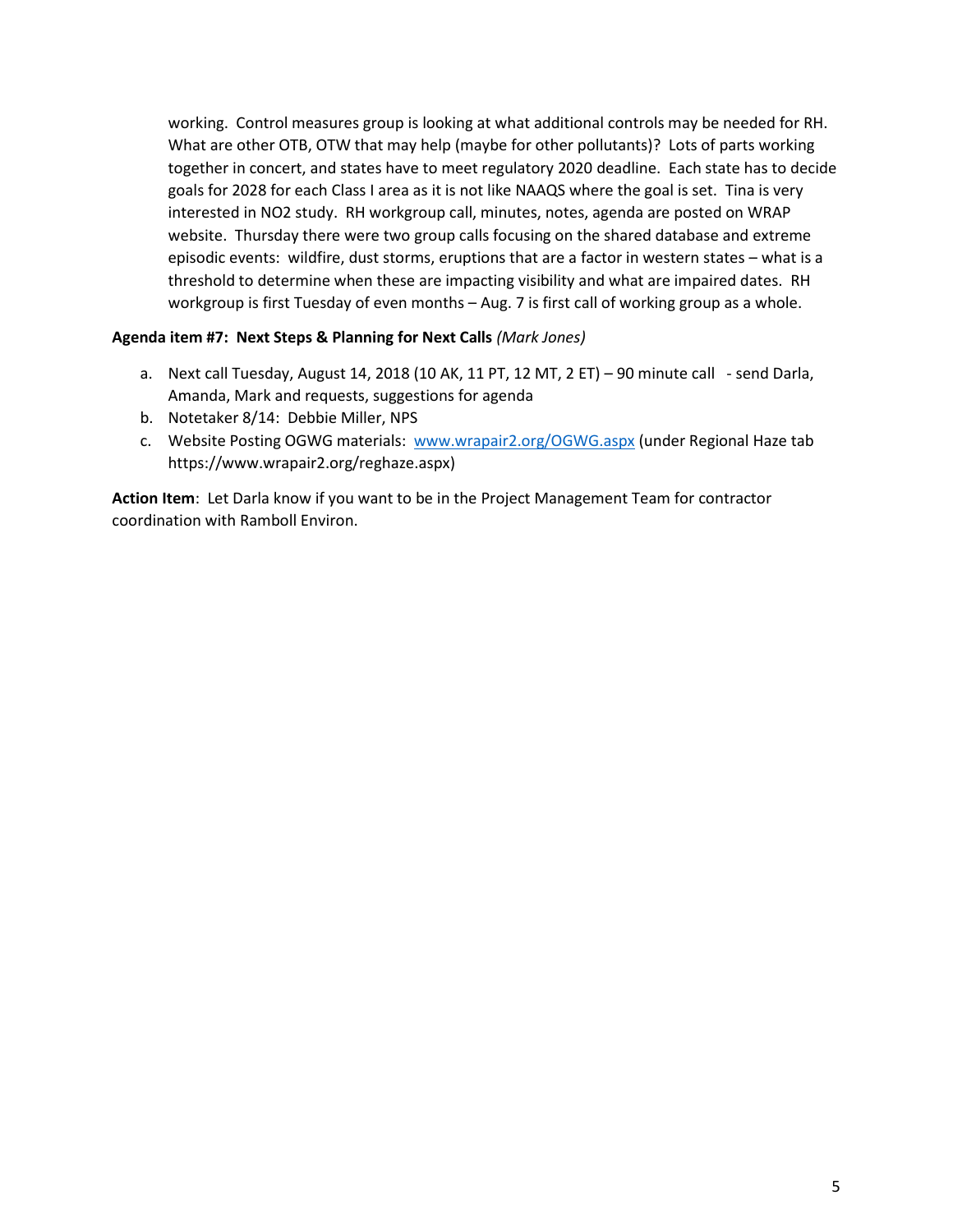working. Control measures group is looking at what additional controls may be needed for RH. What are other OTB, OTW that may help (maybe for other pollutants)? Lots of parts working together in concert, and states have to meet regulatory 2020 deadline. Each state has to decide goals for 2028 for each Class I area as it is not like NAAQS where the goal is set. Tina is very interested in $NO_2$ study. RH workgroup call, minutes, notes, agenda are posted on WRAP website. Thursday there were two group calls focusing on the shared database and extreme episodic events: wildfire, dust storms, eruptions that are a factor in western states – what is a threshold to determine when these are impacting visibility and what are impaired dates. RH workgroup is first Tuesday of even months – Aug. 7 is first call of working group as a whole.

**Agenda item #7: Next Steps & Planning for Next Calls** *(Mark Jones)*

a. Next call Tuesday, August 14, 2018 (10 AK, 11 PT, 12 MT, 2 ET) – 90 minute call - send Darla, Amanda, Mark and requests, suggestions for agenda
b. Notetaker 8/14: Debbie Miller, NPS
c. Website Posting OGWG materials: [www.wrapair2.org/OGWG.aspx](www.wrapair2.org/OGWG.aspx) (under Regional Haze tab https://www.wrapair2.org/reghaze.aspx)

**Action Item**: Let Darla know if you want to be in the Project Management Team for contractor coordination with Ramboll Environ.